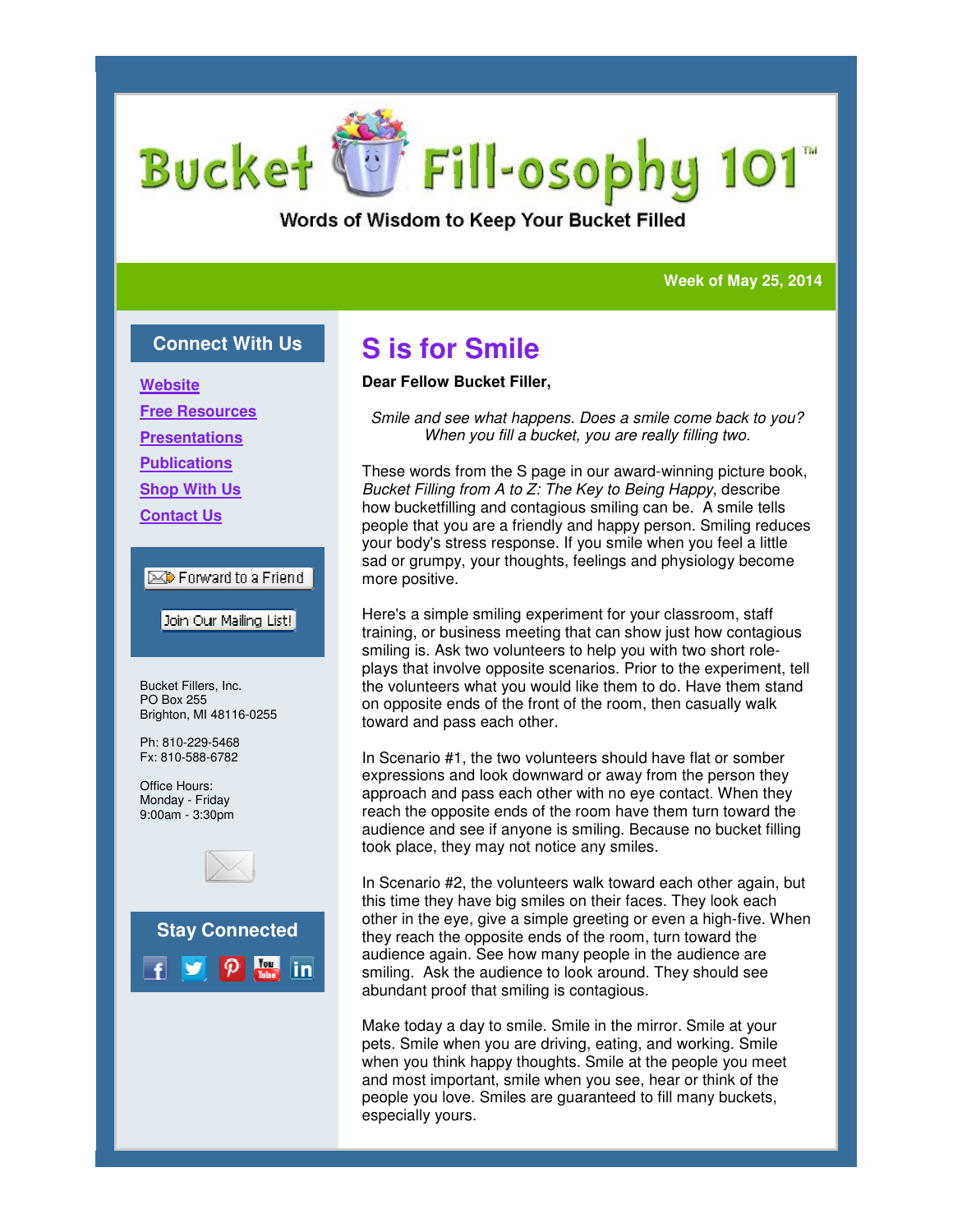# Bucket Fill-osophy 101™

Words of Wisdom to Keep Your Bucket Filled

Week of May 25, 2014

## Connect With Us

- Website
- Free Resources
- Presentations
- Publications
- Shop With Us
- Contact Us

Forward to a Friend

Join Our Mailing List!

Bucket Fillers, Inc.
PO Box 255
Brighton, MI 48116-0255

Ph: 810-229-5468
Fx: 810-588-6782

Office Hours:
Monday - Friday
9:00am - 3:30pm

## Stay Connected

## S is for Smile

**Dear Fellow Bucket Filler,**

*Smile and see what happens. Does a smile come back to you?*
*When you fill a bucket, you are really filling two.*

These words from the S page in our award-winning picture book, *Bucket Filling from A to Z: The Key to Being Happy*, describe how bucketfilling and contagious smiling can be. A smile tells people that you are a friendly and happy person. Smiling reduces your body's stress response. If you smile when you feel a little sad or grumpy, your thoughts, feelings and physiology become more positive.

Here's a simple smiling experiment for your classroom, staff training, or business meeting that can show just how contagious smiling is. Ask two volunteers to help you with two short role-plays that involve opposite scenarios. Prior to the experiment, tell the volunteers what you would like them to do. Have them stand on opposite ends of the front of the room, then casually walk toward and pass each other.

In Scenario #1, the two volunteers should have flat or somber expressions and look downward or away from the person they approach and pass each other with no eye contact. When they reach the opposite ends of the room have them turn toward the audience and see if anyone is smiling. Because no bucket filling took place, they may not notice any smiles.

In Scenario #2, the volunteers walk toward each other again, but this time they have big smiles on their faces. They look each other in the eye, give a simple greeting or even a high-five. When they reach the opposite ends of the room, turn toward the audience again. See how many people in the audience are smiling. Ask the audience to look around. They should see abundant proof that smiling is contagious.

Make today a day to smile. Smile in the mirror. Smile at your pets. Smile when you are driving, eating, and working. Smile when you think happy thoughts. Smile at the people you meet and most important, smile when you see, hear or think of the people you love. Smiles are guaranteed to fill many buckets, especially yours.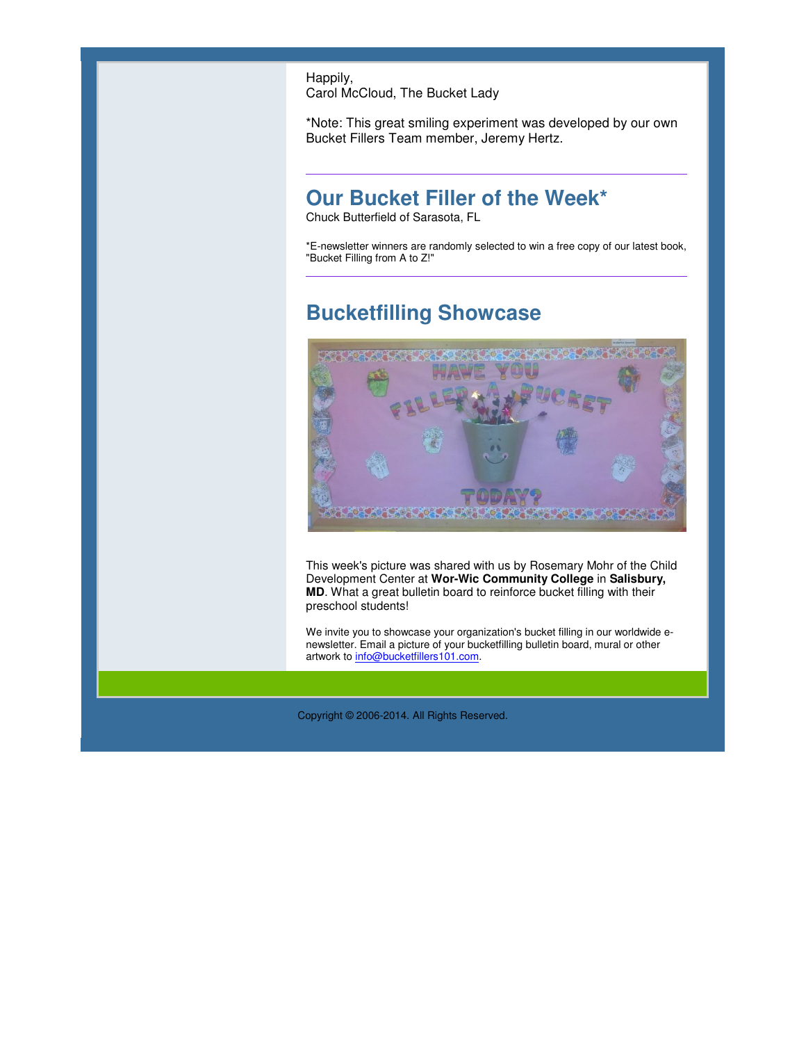Happily,
Carol McCloud, The Bucket Lady

*Note: This great smiling experiment was developed by our own Bucket Fillers Team member, Jeremy Hertz.

---

## Our Bucket Filler of the Week*

Chuck Butterfield of Sarasota, FL

*E-newsletter winners are randomly selected to win a free copy of our latest book, "Bucket Filling from A to Z!"

---

## Bucketfilling Showcase

This week's picture was shared with us by Rosemary Mohr of the Child Development Center at **Wor-Wic Community College** in **Salisbury, MD**. What a great bulletin board to reinforce bucket filling with their preschool students!

We invite you to showcase your organization's bucket filling in our worldwide e-newsletter. Email a picture of your bucketfilling bulletin board, mural or other artwork to info@bucketfillers101.com.

Copyright © 2006-2014. All Rights Reserved.